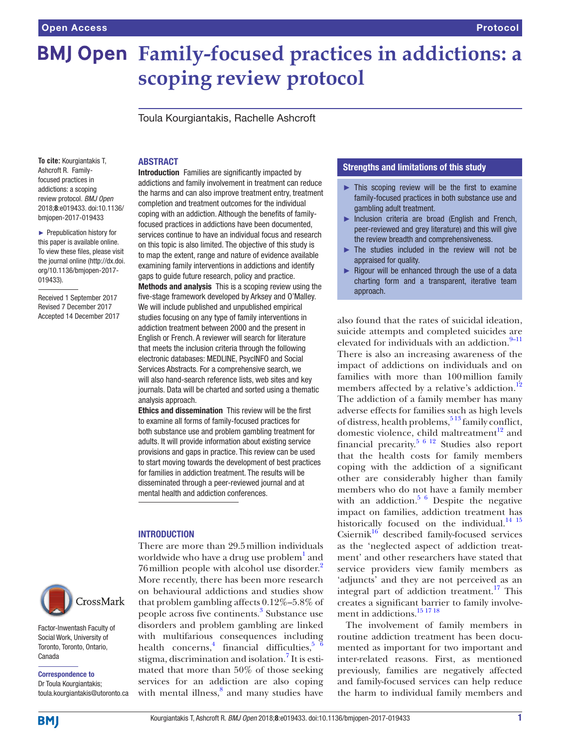Open Access

Protocol

# Family-focused practices in addictions: a scoping review protocol

Toula Kourgiantakis, Rachelle Ashcroft

**To cite:** Kourgiantakis T, Ashcroft R. Family-focused practices in addictions: a scoping review protocol. *BMJ Open* 2018;**8**:e019433. doi:10.1136/bmjopen-2017-019433

► Prepublication history for this paper is available online. To view these files, please visit the journal online (http://dx.doi.org/10.1136/bmjopen-2017-019433).

Received 1 September 2017
Revised 7 December 2017
Accepted 14 December 2017

Factor-Inwentash Faculty of Social Work, University of Toronto, Toronto, Ontario, Canada

**Correspondence to**
Dr Toula Kourgiantakis; toula.kourgiantakis@utoronto.ca

## Abstract

**Introduction** Families are significantly impacted by addictions and family involvement in treatment can reduce the harms and can also improve treatment entry, treatment completion and treatment outcomes for the individual coping with an addiction. Although the benefits of family-focused practices in addictions have been documented, services continue to have an individual focus and research on this topic is also limited. The objective of this study is to map the extent, range and nature of evidence available examining family interventions in addictions and identify gaps to guide future research, policy and practice.

**Methods and analysis** This is a scoping review using the five-stage framework developed by Arksey and O'Malley. We will include published and unpublished empirical studies focusing on any type of family interventions in addiction treatment between 2000 and the present in English or French. A reviewer will search for literature that meets the inclusion criteria through the following electronic databases: MEDLINE, PsycINFO and Social Services Abstracts. For a comprehensive search, we will also hand-search reference lists, web sites and key journals. Data will be charted and sorted using a thematic analysis approach.

**Ethics and dissemination** This review will be the first to examine all forms of family-focused practices for both substance use and problem gambling treatment for adults. It will provide information about existing service provisions and gaps in practice. This review can be used to start moving towards the development of best practices for families in addiction treatment. The results will be disseminated through a peer-reviewed journal and at mental health and addiction conferences.

## Strengths and limitations of this study

- ► This scoping review will be the first to examine family-focused practices in both substance use and gambling adult treatment.
- ► Inclusion criteria are broad (English and French, peer-reviewed and grey literature) and this will give the review breadth and comprehensiveness.
- ► The studies included in the review will not be appraised for quality.
- ► Rigour will be enhanced through the use of a data charting form and a transparent, iterative team approach.

## Introduction

There are more than 29.5 million individuals worldwide who have a drug use problem[1] and 76 million people with alcohol use disorder.[2] More recently, there has been more research on behavioural addictions and studies show that problem gambling affects 0.12%–5.8% of people across five continents.[3] Substance use disorders and problem gambling are linked with multifarious consequences including health concerns,[4] financial difficulties,[5 6] stigma, discrimination and isolation.[7] It is estimated that more than 50% of those seeking services for an addiction are also coping with mental illness,[8] and many studies have also found that the rates of suicidal ideation, suicide attempts and completed suicides are elevated for individuals with an addiction.[9–11] There is also an increasing awareness of the impact of addictions on individuals and on families with more than 100 million family members affected by a relative's addiction.[12] The addiction of a family member has many adverse effects for families such as high levels of distress, health problems,[5 13] family conflict, domestic violence, child maltreatment[12] and financial precarity.[5 6 12] Studies also report that the health costs for family members coping with the addiction of a significant other are considerably higher than family members who do not have a family member with an addiction.[5 6] Despite the negative impact on families, addiction treatment has historically focused on the individual.[14 15] Csiernik[16] described family-focused services as the 'neglected aspect of addiction treatment' and other researchers have stated that service providers view family members as 'adjuncts' and they are not perceived as an integral part of addiction treatment.[17] This creates a significant barrier to family involvement in addictions.[15 17 18]

The involvement of family members in routine addiction treatment has been documented as important for two important and inter-related reasons. First, as mentioned previously, families are negatively affected and family-focused services can help reduce the harm to individual family members and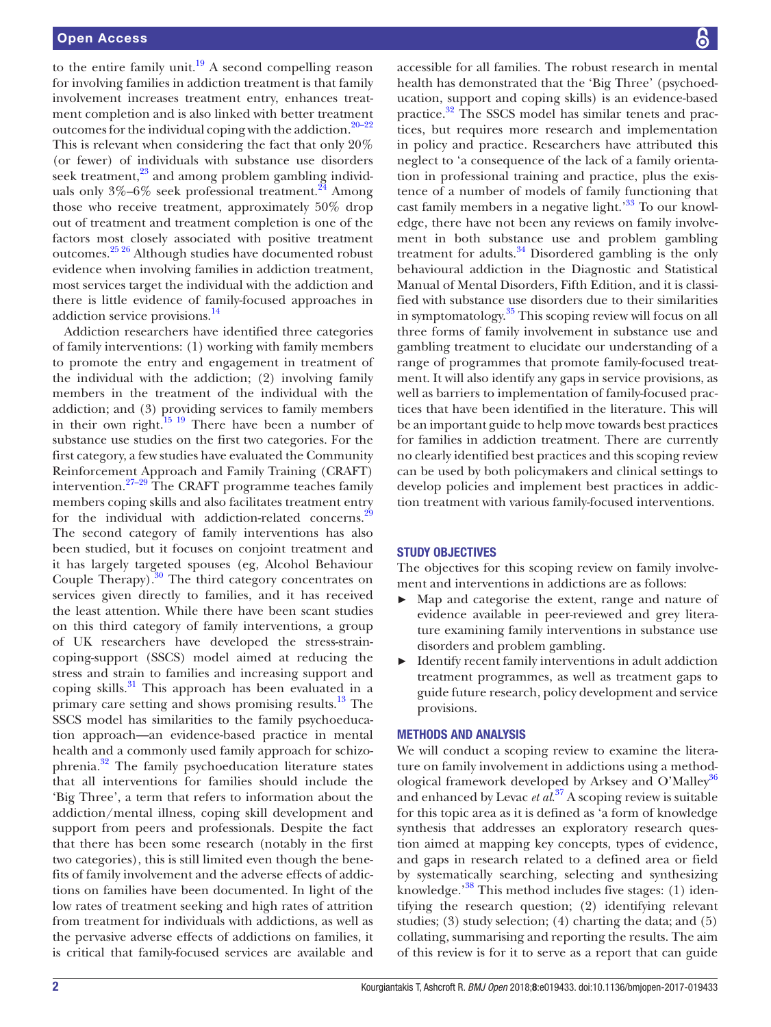to the entire family unit.[19] A second compelling reason for involving families in addiction treatment is that family involvement increases treatment entry, enhances treatment completion and is also linked with better treatment outcomes for the individual coping with the addiction.[20–22] This is relevant when considering the fact that only 20% (or fewer) of individuals with substance use disorders seek treatment,[23] and among problem gambling individuals only 3%–6% seek professional treatment.[24] Among those who receive treatment, approximately 50% drop out of treatment and treatment completion is one of the factors most closely associated with positive treatment outcomes.[25 26] Although studies have documented robust evidence when involving families in addiction treatment, most services target the individual with the addiction and there is little evidence of family-focused approaches in addiction service provisions.[14]

Addiction researchers have identified three categories of family interventions: (1) working with family members to promote the entry and engagement in treatment of the individual with the addiction; (2) involving family members in the treatment of the individual with the addiction; and (3) providing services to family members in their own right.[15 19] There have been a number of substance use studies on the first two categories. For the first category, a few studies have evaluated the Community Reinforcement Approach and Family Training (CRAFT) intervention.[27–29] The CRAFT programme teaches family members coping skills and also facilitates treatment entry for the individual with addiction-related concerns.[29] The second category of family interventions has also been studied, but it focuses on conjoint treatment and it has largely targeted spouses (eg, Alcohol Behaviour Couple Therapy).[30] The third category concentrates on services given directly to families, and it has received the least attention. While there have been scant studies on this third category of family interventions, a group of UK researchers have developed the stress-strain-coping-support (SSCS) model aimed at reducing the stress and strain to families and increasing support and coping skills.[31] This approach has been evaluated in a primary care setting and shows promising results.[13] The SSCS model has similarities to the family psychoeducation approach—an evidence-based practice in mental health and a commonly used family approach for schizophrenia.[32] The family psychoeducation literature states that all interventions for families should include the 'Big Three', a term that refers to information about the addiction/mental illness, coping skill development and support from peers and professionals. Despite the fact that there has been some research (notably in the first two categories), this is still limited even though the benefits of family involvement and the adverse effects of addictions on families have been documented. In light of the low rates of treatment seeking and high rates of attrition from treatment for individuals with addictions, as well as the pervasive adverse effects of addictions on families, it is critical that family-focused services are available and accessible for all families. The robust research in mental health has demonstrated that the 'Big Three' (psychoeducation, support and coping skills) is an evidence-based practice.[32] The SSCS model has similar tenets and practices, but requires more research and implementation in policy and practice. Researchers have attributed this neglect to 'a consequence of the lack of a family orientation in professional training and practice, plus the existence of a number of models of family functioning that cast family members in a negative light.'[33] To our knowledge, there have not been any reviews on family involvement in both substance use and problem gambling treatment for adults.[34] Disordered gambling is the only behavioural addiction in the Diagnostic and Statistical Manual of Mental Disorders, Fifth Edition, and it is classified with substance use disorders due to their similarities in symptomatology.[35] This scoping review will focus on all three forms of family involvement in substance use and gambling treatment to elucidate our understanding of a range of programmes that promote family-focused treatment. It will also identify any gaps in service provisions, as well as barriers to implementation of family-focused practices that have been identified in the literature. This will be an important guide to help move towards best practices for families in addiction treatment. There are currently no clearly identified best practices and this scoping review can be used by both policymakers and clinical settings to develop policies and implement best practices in addiction treatment with various family-focused interventions.

## STUDY OBJECTIVES

The objectives for this scoping review on family involvement and interventions in addictions are as follows:

- Map and categorise the extent, range and nature of evidence available in peer-reviewed and grey literature examining family interventions in substance use disorders and problem gambling.
- Identify recent family interventions in adult addiction treatment programmes, as well as treatment gaps to guide future research, policy development and service provisions.

## METHODS AND ANALYSIS

We will conduct a scoping review to examine the literature on family involvement in addictions using a methodological framework developed by Arksey and O'Malley[36] and enhanced by Levac *et al*.[37] A scoping review is suitable for this topic area as it is defined as 'a form of knowledge synthesis that addresses an exploratory research question aimed at mapping key concepts, types of evidence, and gaps in research related to a defined area or field by systematically searching, selecting and synthesizing knowledge.'[38] This method includes five stages: (1) identifying the research question; (2) identifying relevant studies; (3) study selection; (4) charting the data; and (5) collating, summarising and reporting the results. The aim of this review is for it to serve as a report that can guide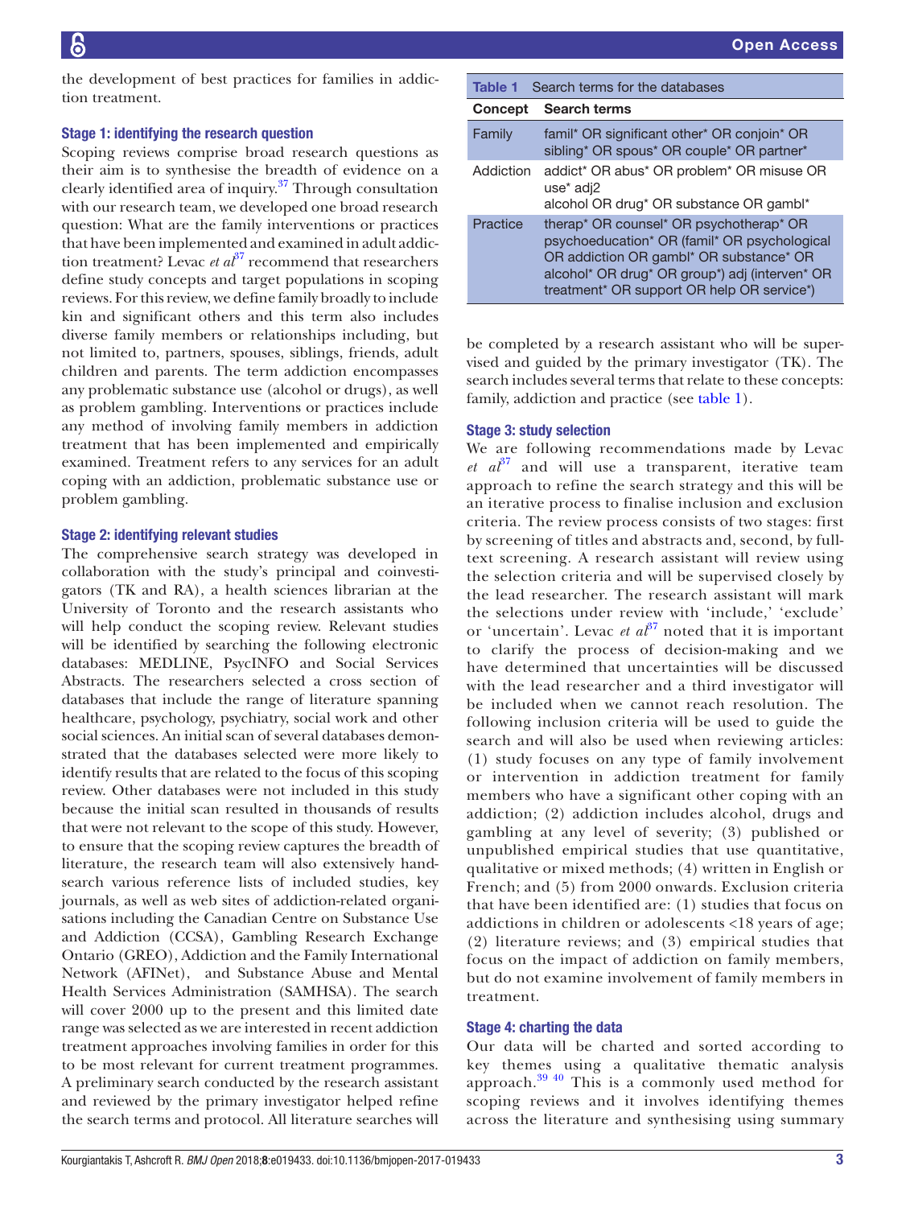the development of best practices for families in addiction treatment.

### Stage 1: identifying the research question

Scoping reviews comprise broad research questions as their aim is to synthesise the breadth of evidence on a clearly identified area of inquiry.[37] Through consultation with our research team, we developed one broad research question: What are the family interventions or practices that have been implemented and examined in adult addiction treatment? Levac *et al*[37] recommend that researchers define study concepts and target populations in scoping reviews. For this review, we define family broadly to include kin and significant others and this term also includes diverse family members or relationships including, but not limited to, partners, spouses, siblings, friends, adult children and parents. The term addiction encompasses any problematic substance use (alcohol or drugs), as well as problem gambling. Interventions or practices include any method of involving family members in addiction treatment that has been implemented and empirically examined. Treatment refers to any services for an adult coping with an addiction, problematic substance use or problem gambling.

### Stage 2: identifying relevant studies

The comprehensive search strategy was developed in collaboration with the study's principal and coinvestigators (TK and RA), a health sciences librarian at the University of Toronto and the research assistants who will help conduct the scoping review. Relevant studies will be identified by searching the following electronic databases: MEDLINE, PsycINFO and Social Services Abstracts. The researchers selected a cross section of databases that include the range of literature spanning healthcare, psychology, psychiatry, social work and other social sciences. An initial scan of several databases demonstrated that the databases selected were more likely to identify results that are related to the focus of this scoping review. Other databases were not included in this study because the initial scan resulted in thousands of results that were not relevant to the scope of this study. However, to ensure that the scoping review captures the breadth of literature, the research team will also extensively hand-search various reference lists of included studies, key journals, as well as web sites of addiction-related organisations including the Canadian Centre on Substance Use and Addiction (CCSA), Gambling Research Exchange Ontario (GREO), Addiction and the Family International Network (AFINet), and Substance Abuse and Mental Health Services Administration (SAMHSA). The search will cover 2000 up to the present and this limited date range was selected as we are interested in recent addiction treatment approaches involving families in order for this to be most relevant for current treatment programmes. A preliminary search conducted by the research assistant and reviewed by the primary investigator helped refine the search terms and protocol. All literature searches will be completed by a research assistant who will be supervised and guided by the primary investigator (TK). The search includes several terms that relate to these concepts: family, addiction and practice (see table 1).

Table 1 Search terms for the databases

| Concept | Search terms |
|---|---|
| Family | famil* OR significant other* OR conjoin* OR sibling* OR spous* OR couple* OR partner* |
| Addiction | addict* OR abus* OR problem* OR misuse OR use* adj2 alcohol OR drug* OR substance OR gambl* |
| Practice | therap* OR counsel* OR psychotherap* OR psychoeducation* OR (famil* OR psychological OR addiction OR gambl* OR substance* OR alcohol* OR drug* OR group*) adj (interven* OR treatment* OR support OR help OR service*) |

### Stage 3: study selection

We are following recommendations made by Levac *et al*[37] and will use a transparent, iterative team approach to refine the search strategy and this will be an iterative process to finalise inclusion and exclusion criteria. The review process consists of two stages: first by screening of titles and abstracts and, second, by full-text screening. A research assistant will review using the selection criteria and will be supervised closely by the lead researcher. The research assistant will mark the selections under review with 'include,' 'exclude' or 'uncertain'. Levac *et al*[37] noted that it is important to clarify the process of decision-making and we have determined that uncertainties will be discussed with the lead researcher and a third investigator will be included when we cannot reach resolution. The following inclusion criteria will be used to guide the search and will also be used when reviewing articles: (1) study focuses on any type of family involvement or intervention in addiction treatment for family members who have a significant other coping with an addiction; (2) addiction includes alcohol, drugs and gambling at any level of severity; (3) published or unpublished empirical studies that use quantitative, qualitative or mixed methods; (4) written in English or French; and (5) from 2000 onwards. Exclusion criteria that have been identified are: (1) studies that focus on addictions in children or adolescents <18 years of age; (2) literature reviews; and (3) empirical studies that focus on the impact of addiction on family members, but do not examine involvement of family members in treatment.

### Stage 4: charting the data

Our data will be charted and sorted according to key themes using a qualitative thematic analysis approach.[39 40] This is a commonly used method for scoping reviews and it involves identifying themes across the literature and synthesising using summary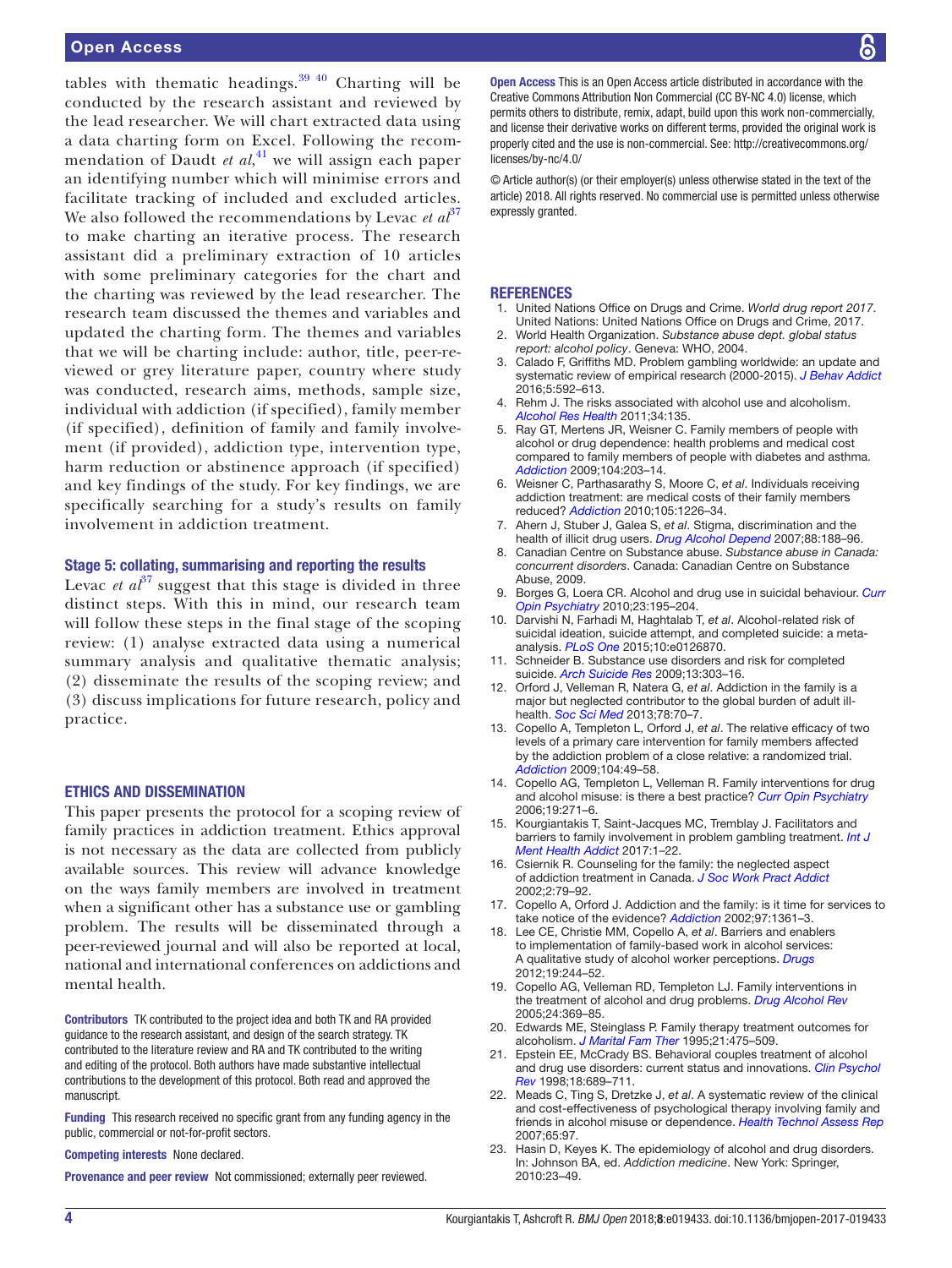tables with thematic headings.[39 40] Charting will be conducted by the research assistant and reviewed by the lead researcher. We will chart extracted data using a data charting form on Excel. Following the recommendation of Daudt *et al*,[41] we will assign each paper an identifying number which will minimise errors and facilitate tracking of included and excluded articles. We also followed the recommendations by Levac *et al*[37] to make charting an iterative process. The research assistant did a preliminary extraction of 10 articles with some preliminary categories for the chart and the charting was reviewed by the lead researcher. The research team discussed the themes and variables and updated the charting form. The themes and variables that we will be charting include: author, title, peer-reviewed or grey literature paper, country where study was conducted, research aims, methods, sample size, individual with addiction (if specified), family member (if specified), definition of family and family involvement (if provided), addiction type, intervention type, harm reduction or abstinence approach (if specified) and key findings of the study. For key findings, we are specifically searching for a study's results on family involvement in addiction treatment.

### Stage 5: collating, summarising and reporting the results

Levac *et al*[37] suggest that this stage is divided in three distinct steps. With this in mind, our research team will follow these steps in the final stage of the scoping review: (1) analyse extracted data using a numerical summary analysis and qualitative thematic analysis; (2) disseminate the results of the scoping review; and (3) discuss implications for future research, policy and practice.

## ETHICS AND DISSEMINATION

This paper presents the protocol for a scoping review of family practices in addiction treatment. Ethics approval is not necessary as the data are collected from publicly available sources. This review will advance knowledge on the ways family members are involved in treatment when a significant other has a substance use or gambling problem. The results will be disseminated through a peer-reviewed journal and will also be reported at local, national and international conferences on addictions and mental health.

**Contributors** TK contributed to the project idea and both TK and RA provided guidance to the research assistant, and design of the search strategy. TK contributed to the literature review and RA and TK contributed to the writing and editing of the protocol. Both authors have made substantive intellectual contributions to the development of this protocol. Both read and approved the manuscript.

**Funding** This research received no specific grant from any funding agency in the public, commercial or not-for-profit sectors.

**Competing interests** None declared.

**Provenance and peer review** Not commissioned; externally peer reviewed.

**Open Access** This is an Open Access article distributed in accordance with the Creative Commons Attribution Non Commercial (CC BY-NC 4.0) license, which permits others to distribute, remix, adapt, build upon this work non-commercially, and license their derivative works on different terms, provided the original work is properly cited and the use is non-commercial. See: http://creativecommons.org/licenses/by-nc/4.0/

© Article author(s) (or their employer(s) unless otherwise stated in the text of the article) 2018. All rights reserved. No commercial use is permitted unless otherwise expressly granted.

## REFERENCES

1. United Nations Office on Drugs and Crime. *World drug report 2017*. United Nations: United Nations Office on Drugs and Crime, 2017.
2. World Health Organization. *Substance abuse dept. global status report: alcohol policy*. Geneva: WHO, 2004.
3. Calado F, Griffiths MD. Problem gambling worldwide: an update and systematic review of empirical research (2000-2015). *J Behav Addict* 2016;5:592–613.
4. Rehm J. The risks associated with alcohol use and alcoholism. *Alcohol Res Health* 2011;34:135.
5. Ray GT, Mertens JR, Weisner C. Family members of people with alcohol or drug dependence: health problems and medical cost compared to family members of people with diabetes and asthma. *Addiction* 2009;104:203–14.
6. Weisner C, Parthasarathy S, Moore C, *et al*. Individuals receiving addiction treatment: are medical costs of their family members reduced? *Addiction* 2010;105:1226–34.
7. Ahern J, Stuber J, Galea S, *et al*. Stigma, discrimination and the health of illicit drug users. *Drug Alcohol Depend* 2007;88:188–96.
8. Canadian Centre on Substance abuse. *Substance abuse in Canada: concurrent disorders*. Canada: Canadian Centre on Substance Abuse, 2009.
9. Borges G, Loera CR. Alcohol and drug use in suicidal behaviour. *Curr Opin Psychiatry* 2010;23:195–204.
10. Darvishi N, Farhadi M, Haghtalab T, *et al*. Alcohol-related risk of suicidal ideation, suicide attempt, and completed suicide: a meta-analysis. *PLoS One* 2015;10:e0126870.
11. Schneider B. Substance use disorders and risk for completed suicide. *Arch Suicide Res* 2009;13:303–16.
12. Orford J, Velleman R, Natera G, *et al*. Addiction in the family is a major but neglected contributor to the global burden of adult ill-health. *Soc Sci Med* 2013;78:70–7.
13. Copello A, Templeton L, Orford J, *et al*. The relative efficacy of two levels of a primary care intervention for family members affected by the addiction problem of a close relative: a randomized trial. *Addiction* 2009;104:49–58.
14. Copello AG, Templeton L, Velleman R. Family interventions for drug and alcohol misuse: is there a best practice? *Curr Opin Psychiatry* 2006;19:271–6.
15. Kourgiantakis T, Saint-Jacques MC, Tremblay J. Facilitators and barriers to family involvement in problem gambling treatment. *Int J Ment Health Addict* 2017:1–22.
16. Csiernik R. Counseling for the family: the neglected aspect of addiction treatment in Canada. *J Soc Work Pract Addict* 2002;2:79–92.
17. Copello A, Orford J. Addiction and the family: is it time for services to take notice of the evidence? *Addiction* 2002;97:1361–3.
18. Lee CE, Christie MM, Copello A, *et al*. Barriers and enablers to implementation of family-based work in alcohol services: A qualitative study of alcohol worker perceptions. *Drugs* 2012;19:244–52.
19. Copello AG, Velleman RD, Templeton LJ. Family interventions in the treatment of alcohol and drug problems. *Drug Alcohol Rev* 2005;24:369–85.
20. Edwards ME, Steinglass P. Family therapy treatment outcomes for alcoholism. *J Marital Fam Ther* 1995;21:475–509.
21. Epstein EE, McCrady BS. Behavioral couples treatment of alcohol and drug use disorders: current status and innovations. *Clin Psychol Rev* 1998;18:689–711.
22. Meads C, Ting S, Dretzke J, *et al*. A systematic review of the clinical and cost-effectiveness of psychological therapy involving family and friends in alcohol misuse or dependence. *Health Technol Assess Rep* 2007;65:97.
23. Hasin D, Keyes K. The epidemiology of alcohol and drug disorders. In: Johnson BA, ed. *Addiction medicine*. New York: Springer, 2010:23–49.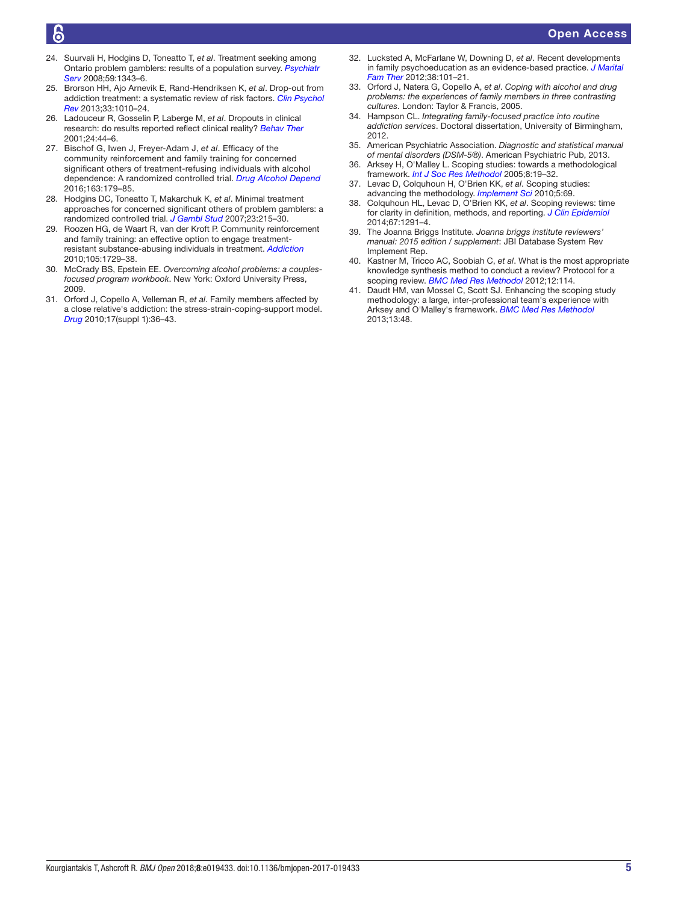24. Suurvali H, Hodgins D, Toneatto T, *et al*. Treatment seeking among Ontario problem gamblers: results of a population survey. *Psychiatr Serv* 2008;59:1343–6.
25. Brorson HH, Ajo Arnevik E, Rand-Hendriksen K, *et al*. Drop-out from addiction treatment: a systematic review of risk factors. *Clin Psychol Rev* 2013;33:1010–24.
26. Ladouceur R, Gosselin P, Laberge M, *et al*. Dropouts in clinical research: do results reported reflect clinical reality? *Behav Ther* 2001;24:44–6.
27. Bischof G, Iwen J, Freyer-Adam J, *et al*. Efficacy of the community reinforcement and family training for concerned significant others of treatment-refusing individuals with alcohol dependence: A randomized controlled trial. *Drug Alcohol Depend* 2016;163:179–85.
28. Hodgins DC, Toneatto T, Makarchuk K, *et al*. Minimal treatment approaches for concerned significant others of problem gamblers: a randomized controlled trial. *J Gambl Stud* 2007;23:215–30.
29. Roozen HG, de Waart R, van der Kroft P. Community reinforcement and family training: an effective option to engage treatment-resistant substance-abusing individuals in treatment. *Addiction* 2010;105:1729–38.
30. McCrady BS, Epstein EE. *Overcoming alcohol problems: a couples-focused program workbook*. New York: Oxford University Press, 2009.
31. Orford J, Copello A, Velleman R, *et al*. Family members affected by a close relative's addiction: the stress-strain-coping-support model. *Drug* 2010;17(suppl 1):36–43.
32. Lucksted A, McFarlane W, Downing D, *et al*. Recent developments in family psychoeducation as an evidence-based practice. *J Marital Fam Ther* 2012;38:101–21.
33. Orford J, Natera G, Copello A, *et al*. *Coping with alcohol and drug problems: the experiences of family members in three contrasting cultures*. London: Taylor & Francis, 2005.
34. Hampson CL. *Integrating family-focused practice into routine addiction services*. Doctoral dissertation, University of Birmingham, 2012.
35. American Psychiatric Association. *Diagnostic and statistical manual of mental disorders (DSM-5®)*. American Psychiatric Pub, 2013.
36. Arksey H, O'Malley L. Scoping studies: towards a methodological framework. *Int J Soc Res Methodol* 2005;8:19–32.
37. Levac D, Colquhoun H, O'Brien KK, *et al*. Scoping studies: advancing the methodology. *Implement Sci* 2010;5:69.
38. Colquhoun HL, Levac D, O'Brien KK, *et al*. Scoping reviews: time for clarity in definition, methods, and reporting. *J Clin Epidemiol* 2014;67:1291–4.
39. The Joanna Briggs Institute. *Joanna briggs institute reviewers' manual: 2015 edition / supplement*: JBI Database System Rev Implement Rep.
40. Kastner M, Tricco AC, Soobiah C, *et al*. What is the most appropriate knowledge synthesis method to conduct a review? Protocol for a scoping review. *BMC Med Res Methodol* 2012;12:114.
41. Daudt HM, van Mossel C, Scott SJ. Enhancing the scoping study methodology: a large, inter-professional team's experience with Arksey and O'Malley's framework. *BMC Med Res Methodol* 2013;13:48.